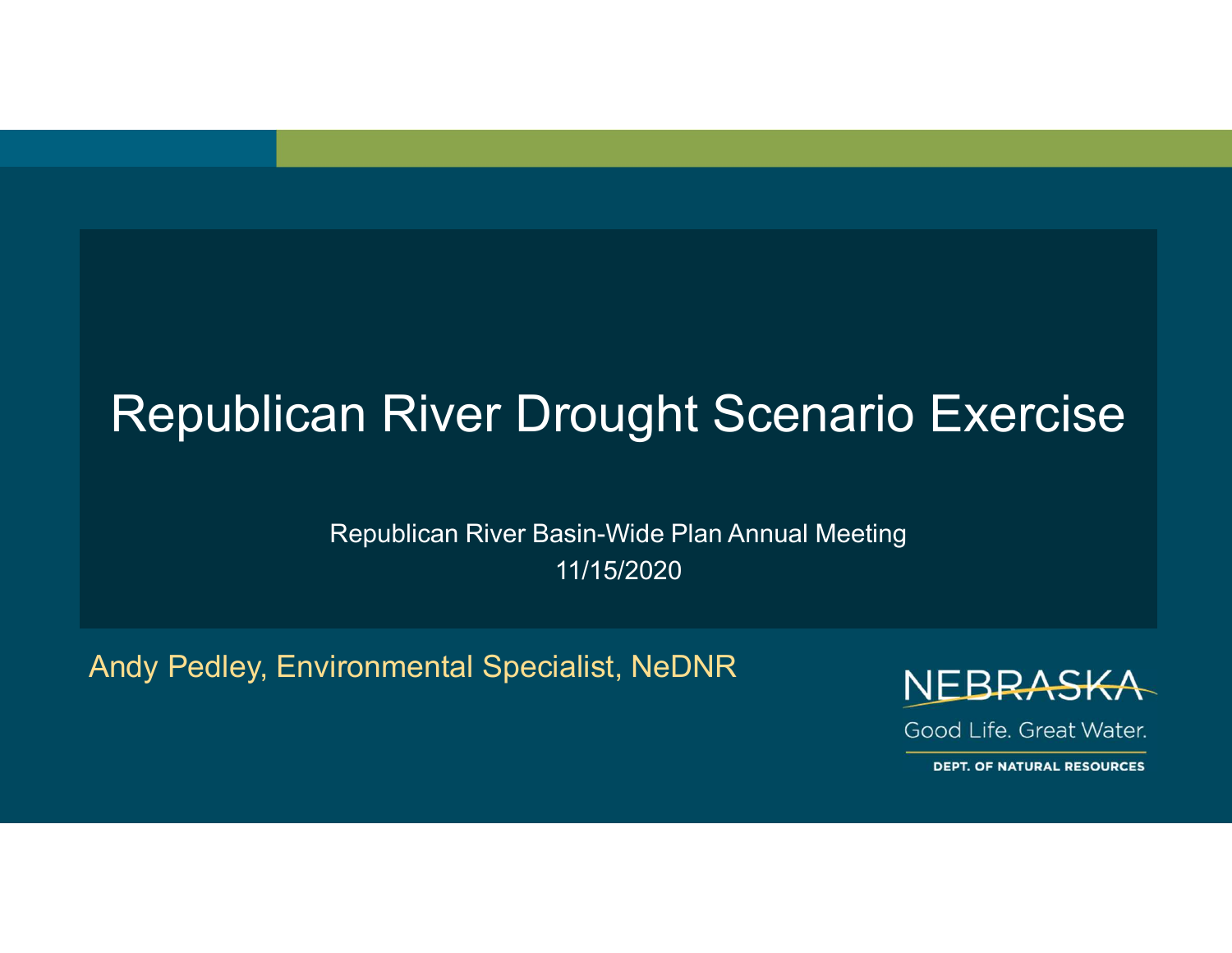# Republican River Drought Scenario Exercise

Republican River Basin-Wide Plan Annual Meeting

11/15/2020

Andy Pedley, Environmental Specialist, NeDNR

NEBRASKA

Good Life. Great Water.

DEPT. OF NATURAL RESOURCES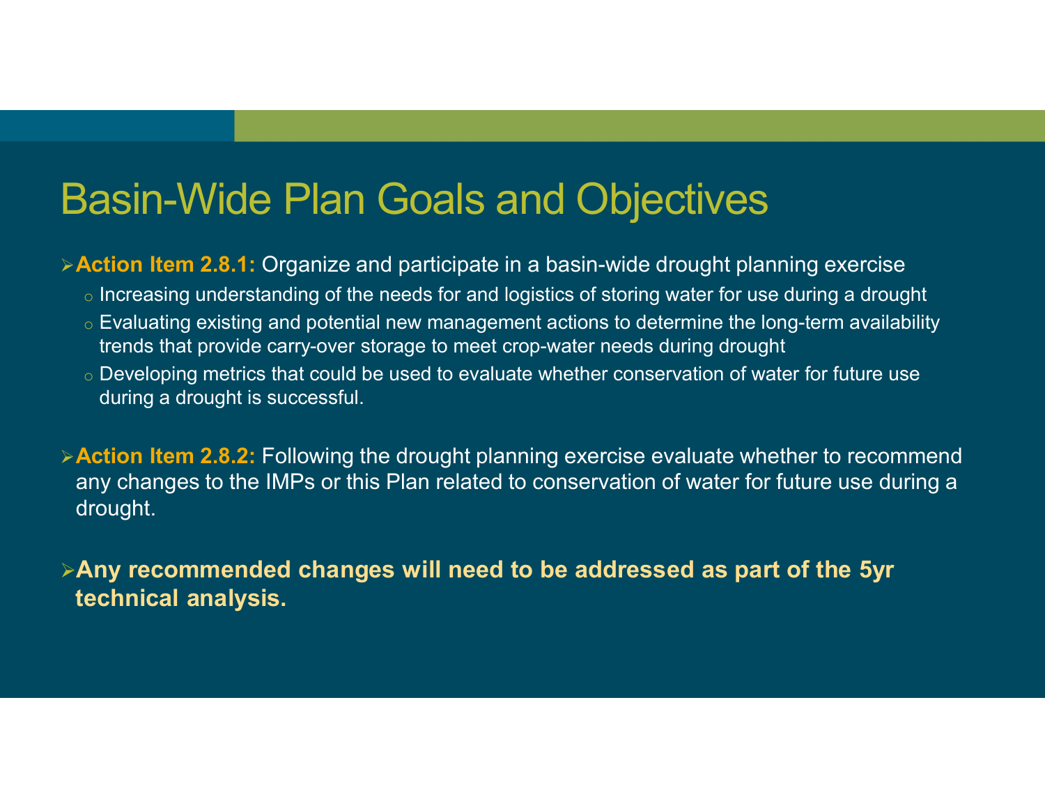# Basin-Wide Plan Goals and Objectives

- **Action Item 2.8.1:** Organize and participate in a basin-wide drought planning exercise
  - Increasing understanding of the needs for and logistics of storing water for use during a drought
  - Evaluating existing and potential new management actions to determine the long-term availability trends that provide carry-over storage to meet crop-water needs during drought
  - Developing metrics that could be used to evaluate whether conservation of water for future use during a drought is successful.

- **Action Item 2.8.2:** Following the drought planning exercise evaluate whether to recommend any changes to the IMPs or this Plan related to conservation of water for future use during a drought.

- **Any recommended changes will need to be addressed as part of the 5yr technical analysis.**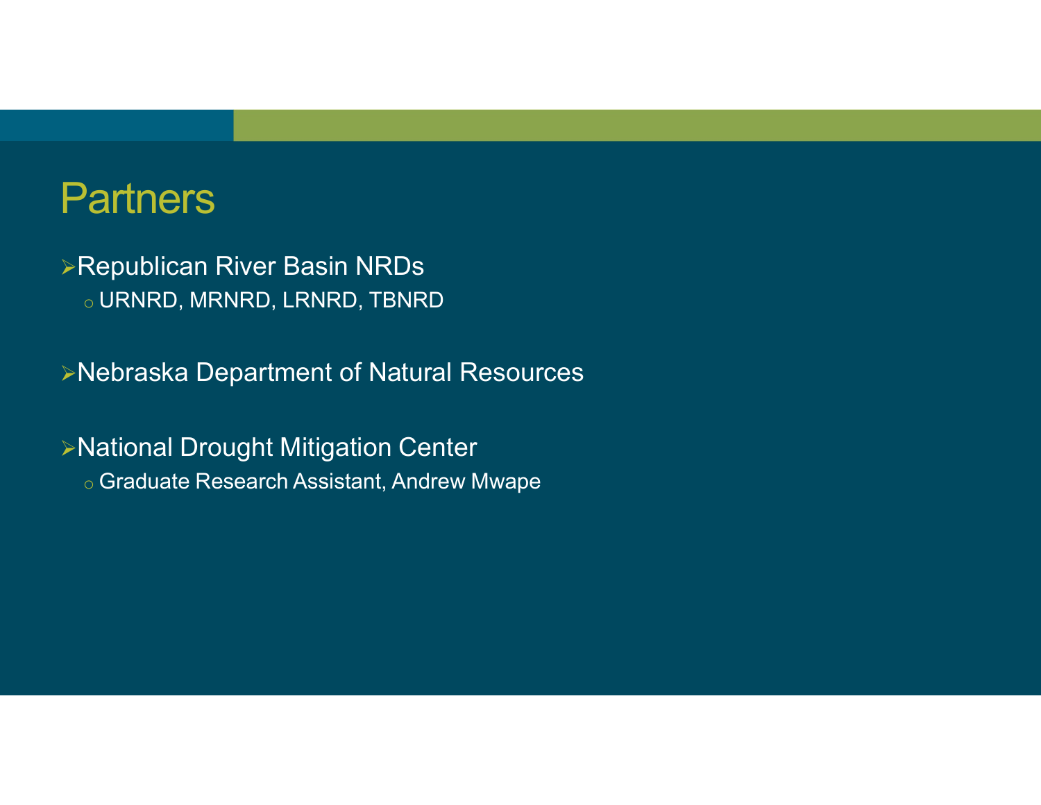# Partners

- Republican River Basin NRDs
  - URNRD, MRNRD, LRNRD, TBNRD

- Nebraska Department of Natural Resources

- National Drought Mitigation Center
  - Graduate Research Assistant, Andrew Mwape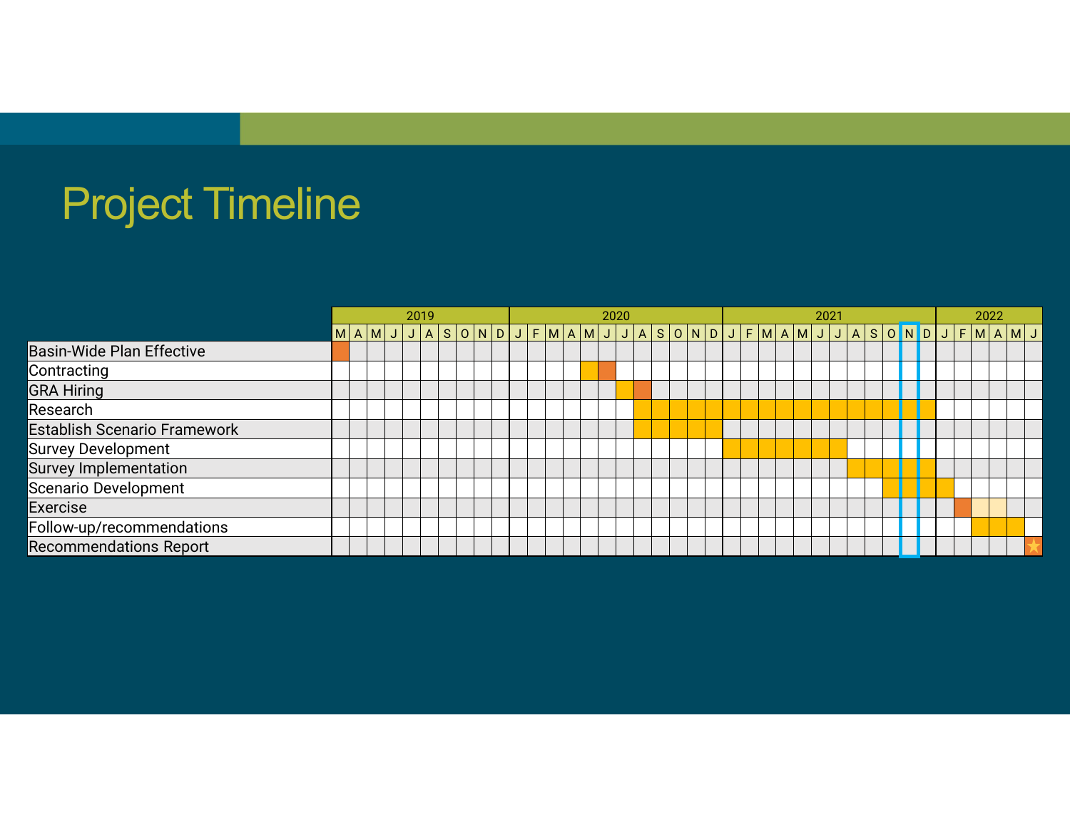# Project Timeline

2019
M A M J J A S O N D

2020
J F M A M J J A S O N D

2021
J F M A M J J A S O N D

2022
J F M A M J

Basin-Wide Plan Effective

Contracting

GRA Hiring

Research

Establish Scenario Framework

Survey Development

Survey Implementation

Scenario Development

Exercise

Follow-up/recommendations

Recommendations Report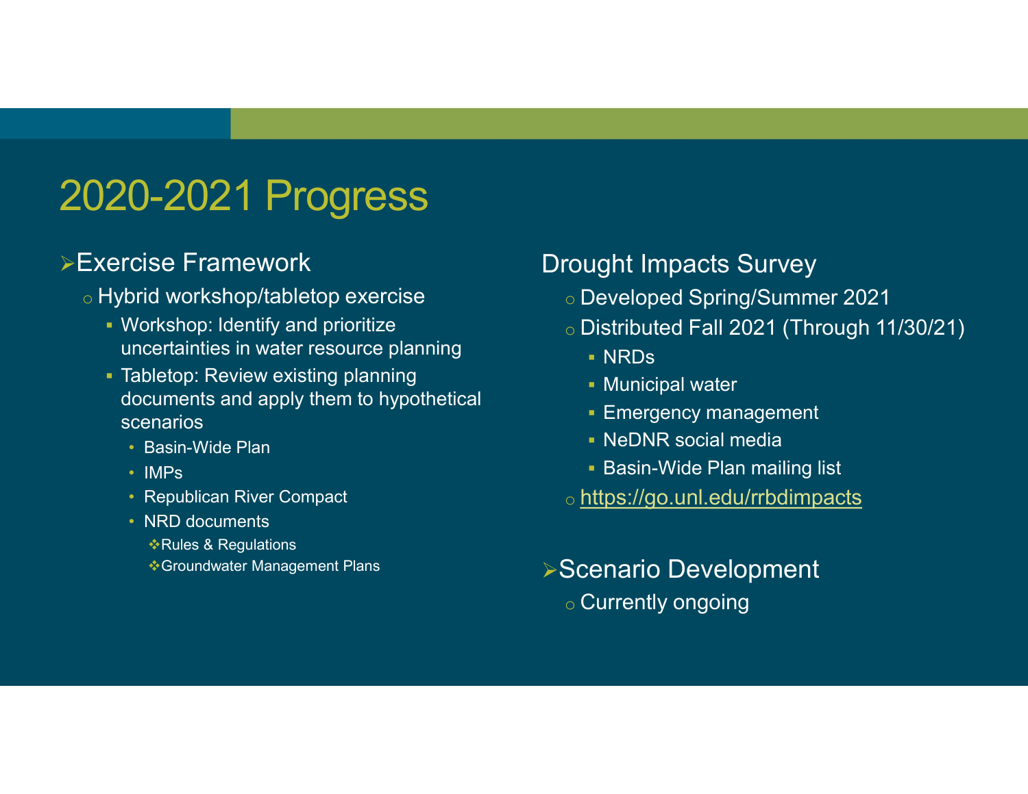# 2020-2021 Progress

- Exercise Framework
  - Hybrid workshop/tabletop exercise
    - Workshop: Identify and prioritize uncertainties in water resource planning
    - Tabletop: Review existing planning documents and apply them to hypothetical scenarios
      - Basin-Wide Plan
      - IMPs
      - Republican River Compact
      - NRD documents
        - Rules & Regulations
        - Groundwater Management Plans

Drought Impacts Survey

- Developed Spring/Summer 2021
- Distributed Fall 2021 (Through 11/30/21)
  - NRDs
  - Municipal water
  - Emergency management
  - NeDNR social media
  - Basin-Wide Plan mailing list
- https://go.unl.edu/rrbdimpacts

- Scenario Development
  - Currently ongoing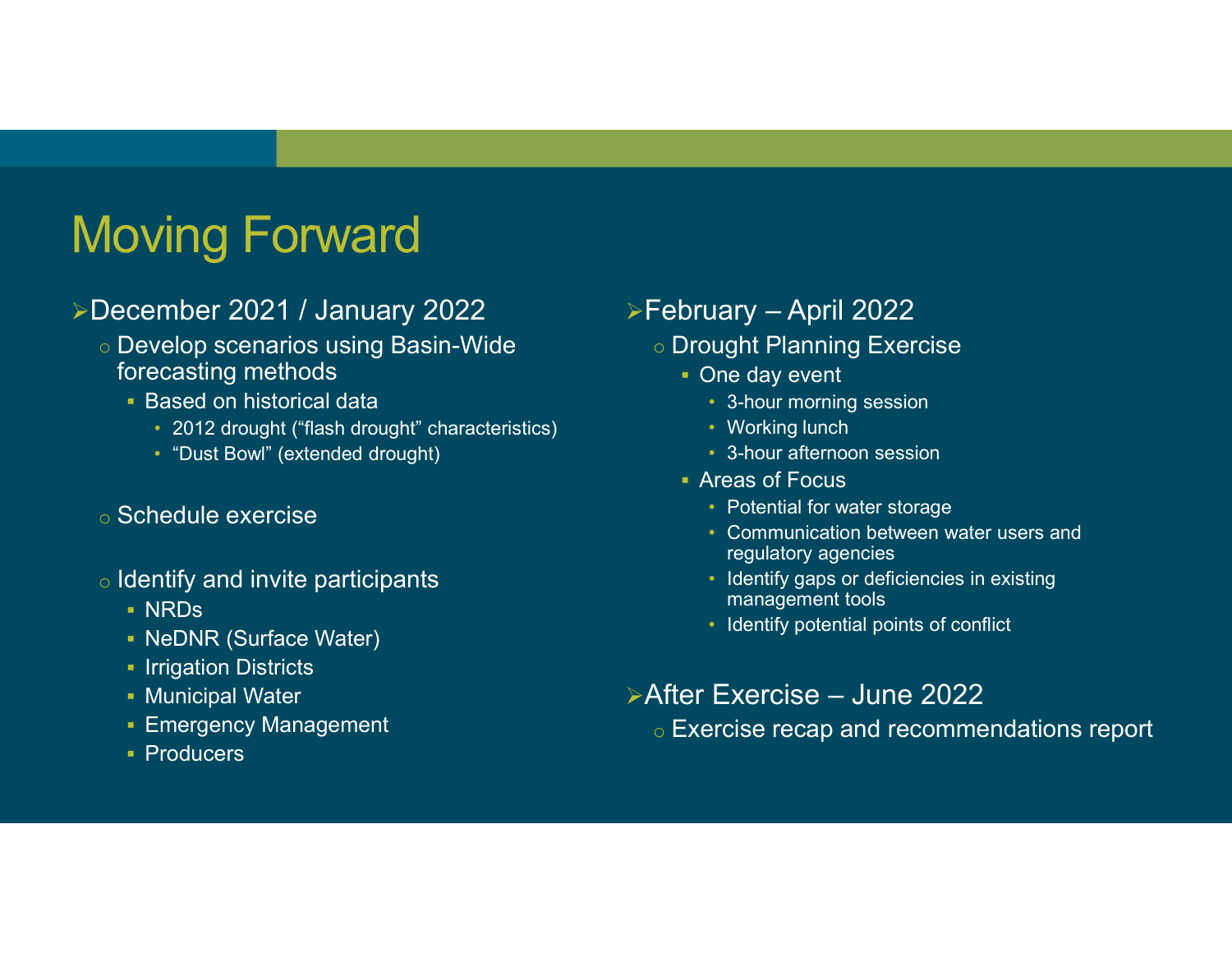# Moving Forward

- December 2021 / January 2022
  - Develop scenarios using Basin-Wide forecasting methods
    - Based on historical data
      - 2012 drought (“flash drought” characteristics)
      - “Dust Bowl” (extended drought)
  - Schedule exercise
  - Identify and invite participants
    - NRDs
    - NeDNR (Surface Water)
    - Irrigation Districts
    - Municipal Water
    - Emergency Management
    - Producers

- February – April 2022
  - Drought Planning Exercise
    - One day event
      - 3-hour morning session
      - Working lunch
      - 3-hour afternoon session
    - Areas of Focus
      - Potential for water storage
      - Communication between water users and regulatory agencies
      - Identify gaps or deficiencies in existing management tools
      - Identify potential points of conflict

- After Exercise – June 2022
  - Exercise recap and recommendations report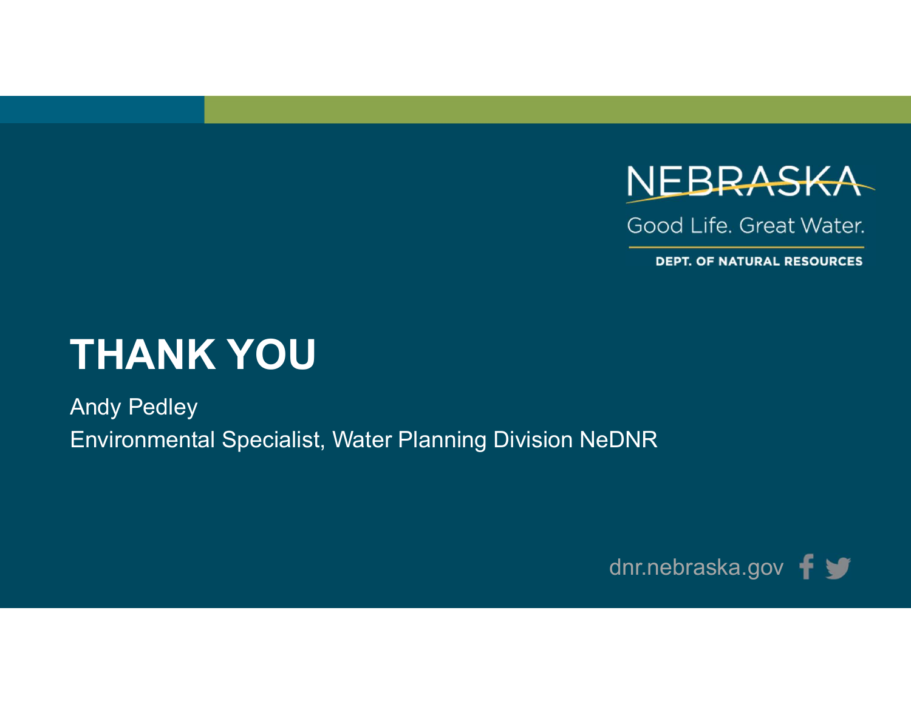NEBRASKA

Good Life. Great Water.

DEPT. OF NATURAL RESOURCES

# THANK YOU

Andy Pedley

Environmental Specialist, Water Planning Division NeDNR

dnr.nebraska.gov